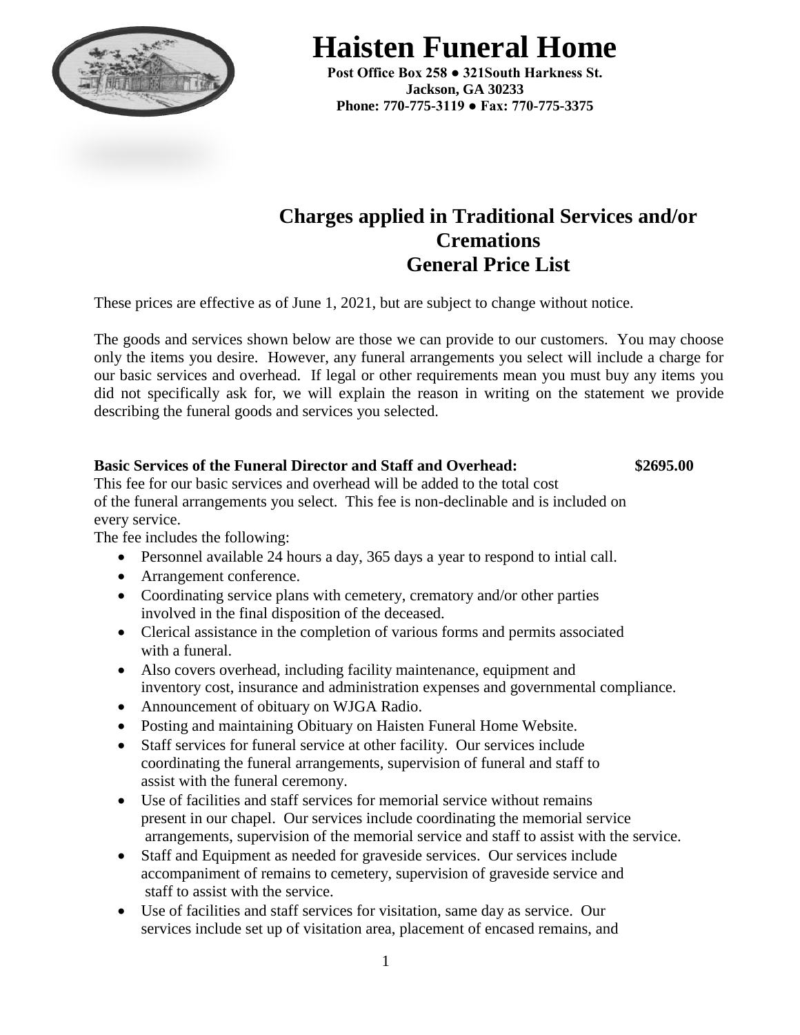# Haisten Funeral Home

**Post Office Box 258 ● 321South Harkness St.**
**Jackson, GA 30233**
**Phone: 770-775-3119 ● Fax: 770-775-3375**

## Charges applied in Traditional Services and/or Cremations
## General Price List

These prices are effective as of June 1, 2021, but are subject to change without notice.

The goods and services shown below are those we can provide to our customers. You may choose only the items you desire. However, any funeral arrangements you select will include a charge for our basic services and overhead. If legal or other requirements mean you must buy any items you did not specifically ask for, we will explain the reason in writing on the statement we provide describing the funeral goods and services you selected.

**Basic Services of the Funeral Director and Staff and Overhead: $2695.00**

This fee for our basic services and overhead will be added to the total cost of the funeral arrangements you select. This fee is non-declinable and is included on every service.

The fee includes the following:

- Personnel available 24 hours a day, 365 days a year to respond to intial call.
- Arrangement conference.
- Coordinating service plans with cemetery, crematory and/or other parties involved in the final disposition of the deceased.
- Clerical assistance in the completion of various forms and permits associated with a funeral.
- Also covers overhead, including facility maintenance, equipment and inventory cost, insurance and administration expenses and governmental compliance.
- Announcement of obituary on WJGA Radio.
- Posting and maintaining Obituary on Haisten Funeral Home Website.
- Staff services for funeral service at other facility. Our services include coordinating the funeral arrangements, supervision of funeral and staff to assist with the funeral ceremony.
- Use of facilities and staff services for memorial service without remains present in our chapel. Our services include coordinating the memorial service arrangements, supervision of the memorial service and staff to assist with the service.
- Staff and Equipment as needed for graveside services. Our services include accompaniment of remains to cemetery, supervision of graveside service and staff to assist with the service.
- Use of facilities and staff services for visitation, same day as service. Our services include set up of visitation area, placement of encased remains, and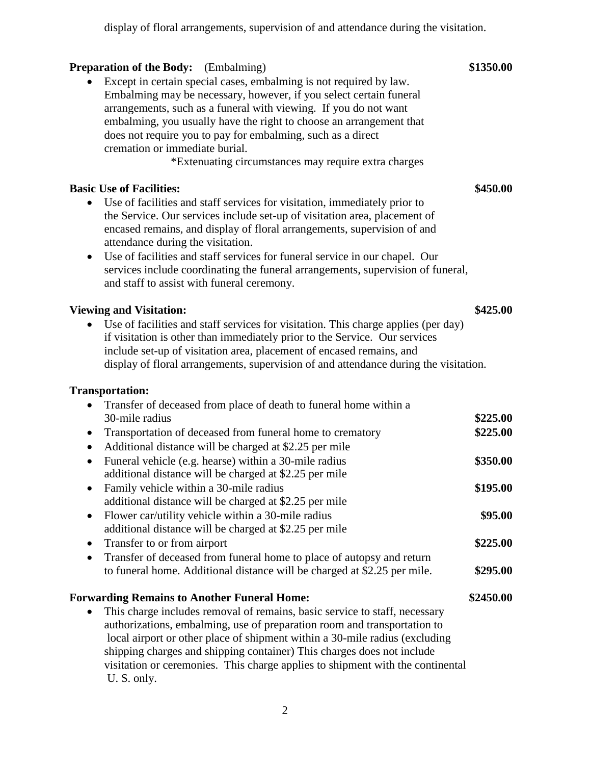display of floral arrangements, supervision of and attendance during the visitation.

**Preparation of the Body:** (Embalming) **$1350.00**

- Except in certain special cases, embalming is not required by law. Embalming may be necessary, however, if you select certain funeral arrangements, such as a funeral with viewing. If you do not want embalming, you usually have the right to choose an arrangement that does not require you to pay for embalming, such as a direct cremation or immediate burial.

  *Extenuating circumstances may require extra charges

**Basic Use of Facilities:** **$450.00**

- Use of facilities and staff services for visitation, immediately prior to the Service. Our services include set-up of visitation area, placement of encased remains, and display of floral arrangements, supervision of and attendance during the visitation.
- Use of facilities and staff services for funeral service in our chapel. Our services include coordinating the funeral arrangements, supervision of funeral, and staff to assist with funeral ceremony.

**Viewing and Visitation:** **$425.00**

- Use of facilities and staff services for visitation. This charge applies (per day) if visitation is other than immediately prior to the Service. Our services include set-up of visitation area, placement of encased remains, and display of floral arrangements, supervision of and attendance during the visitation.

**Transportation:**

- Transfer of deceased from place of death to funeral home within a 30-mile radius **$225.00**
- Transportation of deceased from funeral home to crematory **$225.00**
- Additional distance will be charged at $2.25 per mile
- Funeral vehicle (e.g. hearse) within a 30-mile radius **$350.00**
  additional distance will be charged at $2.25 per mile
- Family vehicle within a 30-mile radius **$195.00**
  additional distance will be charged at $2.25 per mile
- Flower car/utility vehicle within a 30-mile radius **$95.00**
  additional distance will be charged at $2.25 per mile
- Transfer to or from airport **$225.00**
- Transfer of deceased from funeral home to place of autopsy and return to funeral home. Additional distance will be charged at $2.25 per mile. **$295.00**

**Forwarding Remains to Another Funeral Home:** **$2450.00**

- This charge includes removal of remains, basic service to staff, necessary authorizations, embalming, use of preparation room and transportation to local airport or other place of shipment within a 30-mile radius (excluding shipping charges and shipping container) This charges does not include visitation or ceremonies. This charge applies to shipment with the continental U. S. only.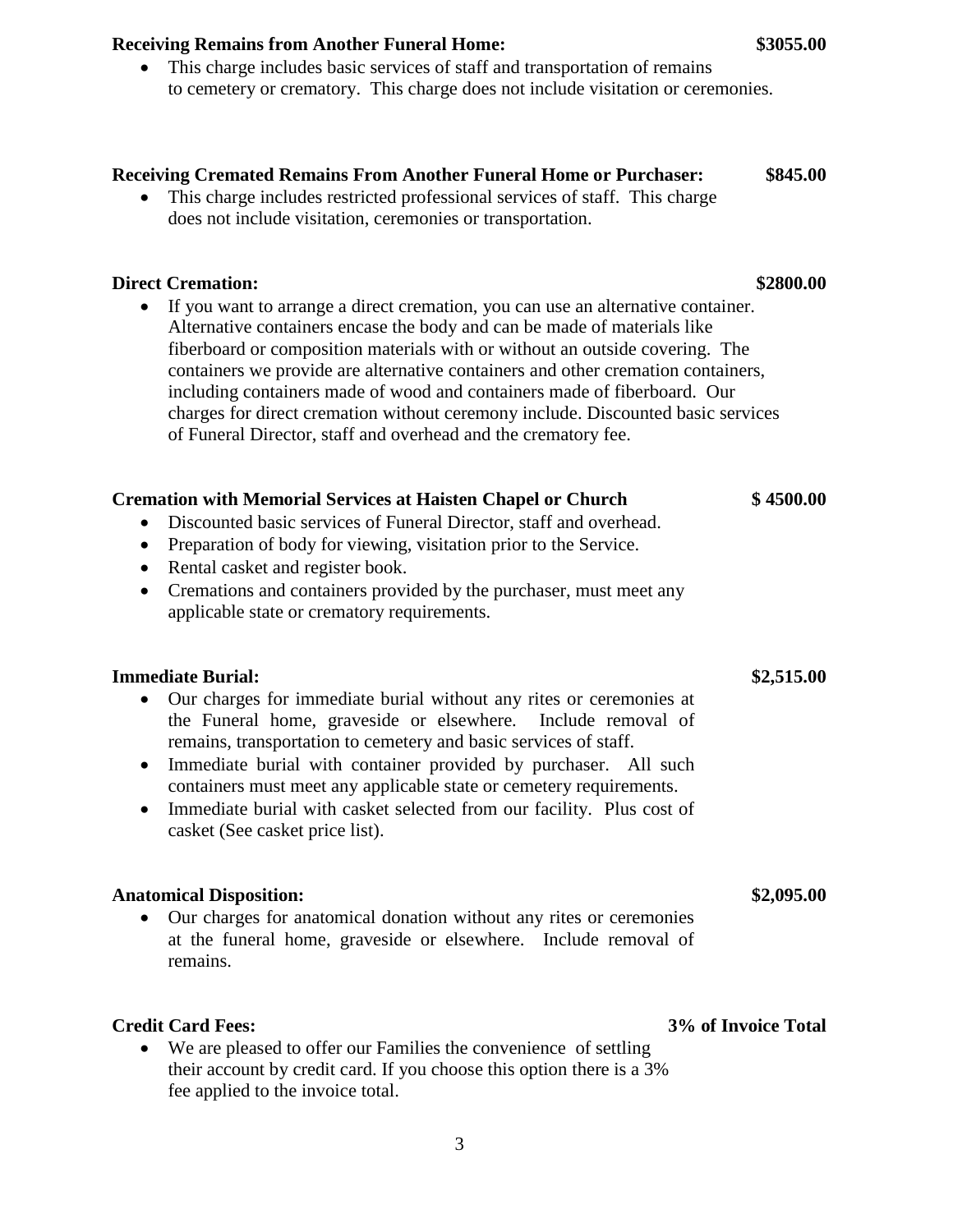**Receiving Remains from Another Funeral Home:** **$3055.00**

- This charge includes basic services of staff and transportation of remains to cemetery or crematory. This charge does not include visitation or ceremonies.

**Receiving Cremated Remains From Another Funeral Home or Purchaser:** **$845.00**

- This charge includes restricted professional services of staff. This charge does not include visitation, ceremonies or transportation.

**Direct Cremation:** **$2800.00**

- If you want to arrange a direct cremation, you can use an alternative container. Alternative containers encase the body and can be made of materials like fiberboard or composition materials with or without an outside covering. The containers we provide are alternative containers and other cremation containers, including containers made of wood and containers made of fiberboard. Our charges for direct cremation without ceremony include. Discounted basic services of Funeral Director, staff and overhead and the crematory fee.

**Cremation with Memorial Services at Haisten Chapel or Church** **$ 4500.00**

- Discounted basic services of Funeral Director, staff and overhead.
- Preparation of body for viewing, visitation prior to the Service.
- Rental casket and register book.
- Cremations and containers provided by the purchaser, must meet any applicable state or crematory requirements.

**Immediate Burial:** **$2,515.00**

- Our charges for immediate burial without any rites or ceremonies at the Funeral home, graveside or elsewhere. Include removal of remains, transportation to cemetery and basic services of staff.
- Immediate burial with container provided by purchaser. All such containers must meet any applicable state or cemetery requirements.
- Immediate burial with casket selected from our facility. Plus cost of casket (See casket price list).

**Anatomical Disposition:** **$2,095.00**

- Our charges for anatomical donation without any rites or ceremonies at the funeral home, graveside or elsewhere. Include removal of remains.

**Credit Card Fees:** **3% of Invoice Total**

- We are pleased to offer our Families the convenience of settling their account by credit card. If you choose this option there is a 3% fee applied to the invoice total.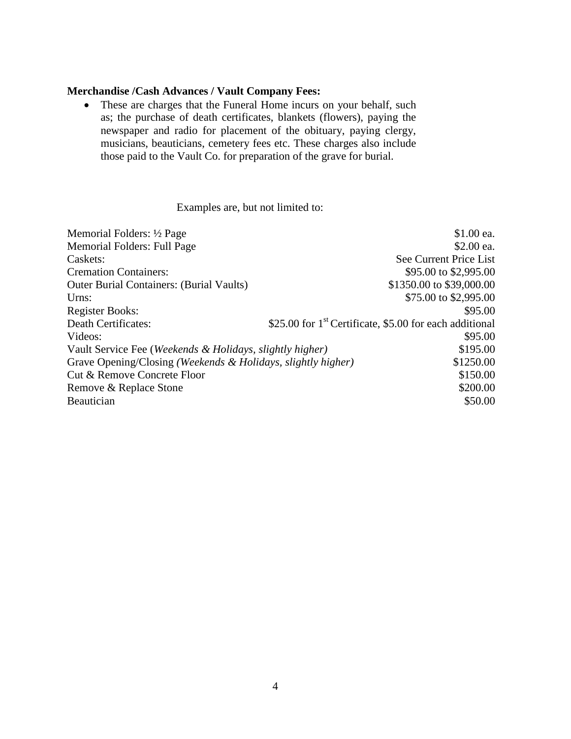**Merchandise /Cash Advances / Vault Company Fees:**

- These are charges that the Funeral Home incurs on your behalf, such as; the purchase of death certificates, blankets (flowers), paying the newspaper and radio for placement of the obituary, paying clergy, musicians, beauticians, cemetery fees etc. These charges also include those paid to the Vault Co. for preparation of the grave for burial.

Examples are, but not limited to:

| | |
|---|---|
| Memorial Folders: ½ Page | $1.00 ea. |
| Memorial Folders: Full Page | $2.00 ea. |
| Caskets: | See Current Price List |
| Cremation Containers: | $95.00 to $2,995.00 |
| Outer Burial Containers: (Burial Vaults) | $1350.00 to $39,000.00 |
| Urns: | $75.00 to $2,995.00 |
| Register Books: | $95.00 |
| Death Certificates: | $25.00 for 1st Certificate, $5.00 for each additional |
| Videos: | $95.00 |
| Vault Service Fee (*Weekends & Holidays, slightly higher)* | $195.00 |
| Grave Opening/Closing *(Weekends & Holidays, slightly higher)* | $1250.00 |
| Cut & Remove Concrete Floor | $150.00 |
| Remove & Replace Stone | $200.00 |
| Beautician | $50.00 |